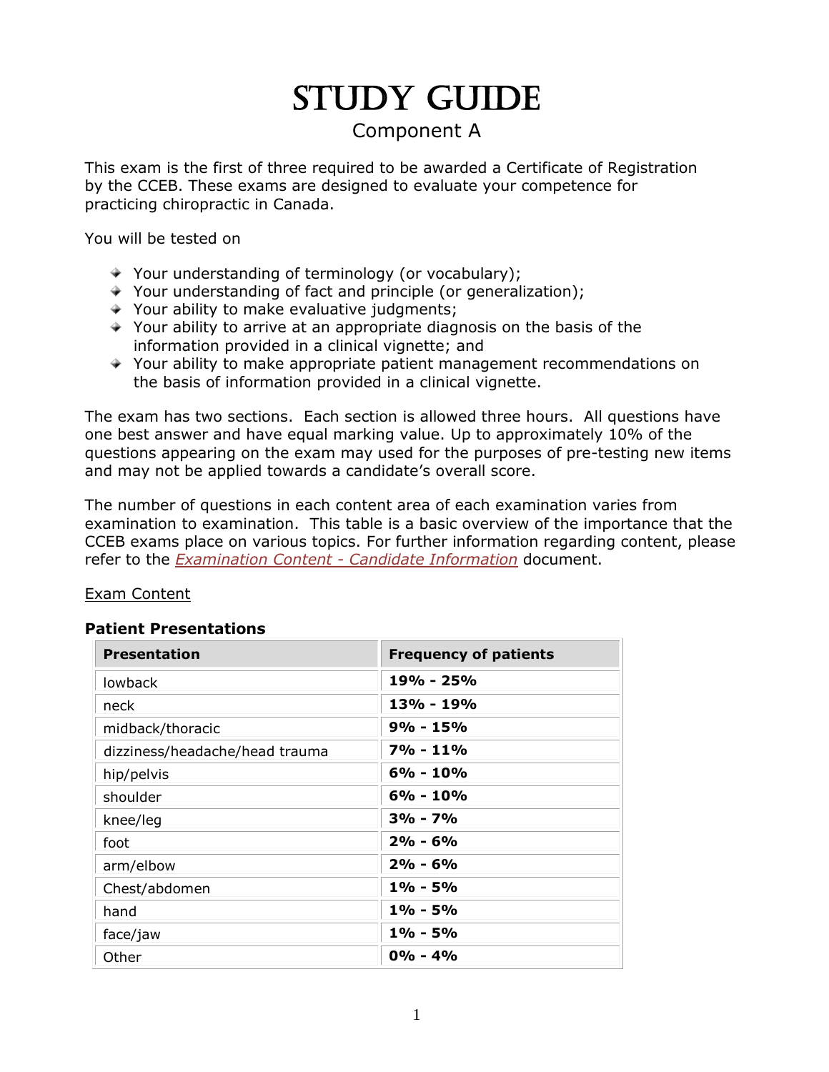# Study Guide

## Component A

This exam is the first of three required to be awarded a Certificate of Registration by the CCEB. These exams are designed to evaluate your competence for practicing chiropractic in Canada.

You will be tested on

- Your understanding of terminology (or vocabulary);
- Your understanding of fact and principle (or generalization);
- Your ability to make evaluative judgments;
- Your ability to arrive at an appropriate diagnosis on the basis of the information provided in a clinical vignette; and
- Your ability to make appropriate patient management recommendations on the basis of information provided in a clinical vignette.

The exam has two sections. Each section is allowed three hours. All questions have one best answer and have equal marking value. Up to approximately 10% of the questions appearing on the exam may used for the purposes of pre-testing new items and may not be applied towards a candidate's overall score.

The number of questions in each content area of each examination varies from examination to examination. This table is a basic overview of the importance that the CCEB exams place on various topics. For further information regarding content, please refer to the *Examination Content - Candidate Information* document.

Exam Content

**Patient Presentations**

| Presentation | Frequency of patients |
|---|---|
| lowback | **19% - 25%** |
| neck | **13% - 19%** |
| midback/thoracic | **9% - 15%** |
| dizziness/headache/head trauma | **7% - 11%** |
| hip/pelvis | **6% - 10%** |
| shoulder | **6% - 10%** |
| knee/leg | **3% - 7%** |
| foot | **2% - 6%** |
| arm/elbow | **2% - 6%** |
| Chest/abdomen | **1% - 5%** |
| hand | **1% - 5%** |
| face/jaw | **1% - 5%** |
| Other | **0% - 4%** |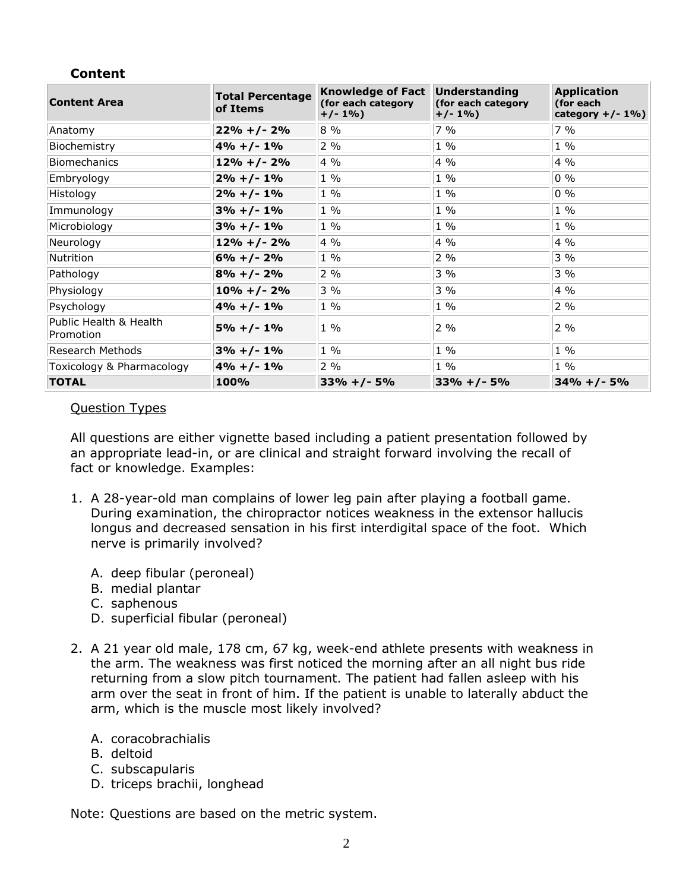**Content**

| Content Area | Total Percentage of Items | Knowledge of Fact (for each category +/- 1%) | Understanding (for each category +/- 1%) | Application (for each category +/- 1%) |
|---|---|---|---|---|
| Anatomy | **22% +/- 2%** | 8 % | 7 % | 7 % |
| Biochemistry | **4% +/- 1%** | 2 % | 1 % | 1 % |
| Biomechanics | **12% +/- 2%** | 4 % | 4 % | 4 % |
| Embryology | **2% +/- 1%** | 1 % | 1 % | 0 % |
| Histology | **2% +/- 1%** | 1 % | 1 % | 0 % |
| Immunology | **3% +/- 1%** | 1 % | 1 % | 1 % |
| Microbiology | **3% +/- 1%** | 1 % | 1 % | 1 % |
| Neurology | **12% +/- 2%** | 4 % | 4 % | 4 % |
| Nutrition | **6% +/- 2%** | 1 % | 2 % | 3 % |
| Pathology | **8% +/- 2%** | 2 % | 3 % | 3 % |
| Physiology | **10% +/- 2%** | 3 % | 3 % | 4 % |
| Psychology | **4% +/- 1%** | 1 % | 1 % | 2 % |
| Public Health & Health Promotion | **5% +/- 1%** | 1 % | 2 % | 2 % |
| Research Methods | **3% +/- 1%** | 1 % | 1 % | 1 % |
| Toxicology & Pharmacology | **4% +/- 1%** | 2 % | 1 % | 1 % |
| **TOTAL** | **100%** | **33% +/- 5%** | **33% +/- 5%** | **34% +/- 5%** |

Question Types

All questions are either vignette based including a patient presentation followed by an appropriate lead-in, or are clinical and straight forward involving the recall of fact or knowledge. Examples:

1. A 28-year-old man complains of lower leg pain after playing a football game. During examination, the chiropractor notices weakness in the extensor hallucis longus and decreased sensation in his first interdigital space of the foot. Which nerve is primarily involved?

   A. deep fibular (peroneal)
   B. medial plantar
   C. saphenous
   D. superficial fibular (peroneal)

2. A 21 year old male, 178 cm, 67 kg, week-end athlete presents with weakness in the arm. The weakness was first noticed the morning after an all night bus ride returning from a slow pitch tournament. The patient had fallen asleep with his arm over the seat in front of him. If the patient is unable to laterally abduct the arm, which is the muscle most likely involved?

   A. coracobrachialis
   B. deltoid
   C. subscapularis
   D. triceps brachii, longhead

Note: Questions are based on the metric system.